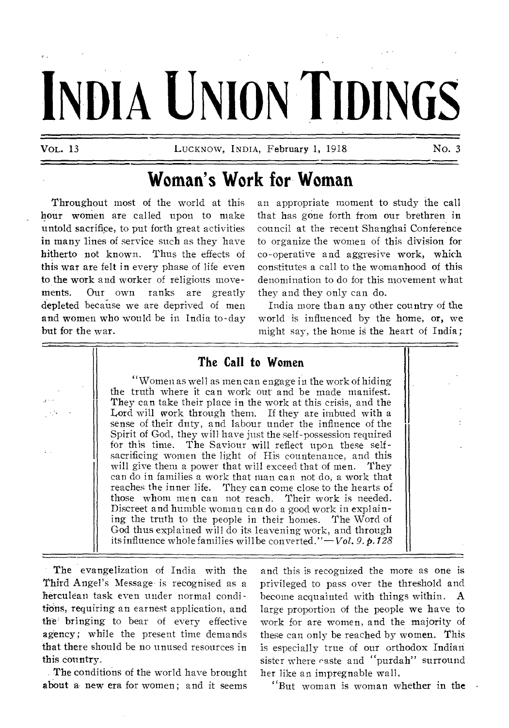# INDIA UNION TIDINGS

VOL. 13 — LUCKNOW, INDIA, February 1, 1918 — No. 3

## Woman's Work for Woman

Throughout most of the world at this hour women are called upon to make untold sacrifice, to put forth great activities in many lines of service such as they have hitherto not known. Thus the effects of this war are felt in every phase of life even to the work and worker of religious movements. Our own ranks are greatly depleted because we are deprived of men and women who would be in India to-day but for the war.

an appropriate moment to study the call that has gone forth from our brethren in council at the recent Shanghai Conference to organize the women of this division for co-operative and aggresive work, which constitutes a call to the womanhood of this denomination to do for this movement what they and they only can do.

India more than any other country of the world is influenced by the home, or, we might say, the home is the heart of India;

### The Call to Women

"Women as well as men can engage in the work of hiding the truth where it can work out and be made manifest. They can take their place in the work at this crisis, and the Lord will work through them. If they are imbued with a sense of their duty, and labour under the influence of the Spirit of God, they will have just the self-possession required for this time. The Saviour will reflect upon these self-sacrificing women the light of His countenance, and this will give them a power that will exceed that of men. They can do in families a work that man can not do, a work that reaches the inner life. They can come close to the hearts of those whom men can not reach. Their work is needed. Discreet and humble woman can do a good work in explaining the truth to the people in their homes. The Word of God thus explained will do its leavening work, and through its influence whole families will be converted."—*Vol. 9. p. 128*

The evangelization of India with the Third Angel's Message is recognised as a herculean task even under normal conditions, requiring an earnest application, and the bringing to bear of every effective agency; while the present time demands that there should be no unused resources in this country.

The conditions of the world have brought about a new era for women; and it seems

and this is recognized the more as one is privileged to pass over the threshold and become acquainted with things within. A large proportion of the people we have to work for are women, and the majority of these can only be reached by women. This is especially true of our orthodox Indian sister where caste and "purdah" surround her like an impregnable wall.

"But woman is woman whether in the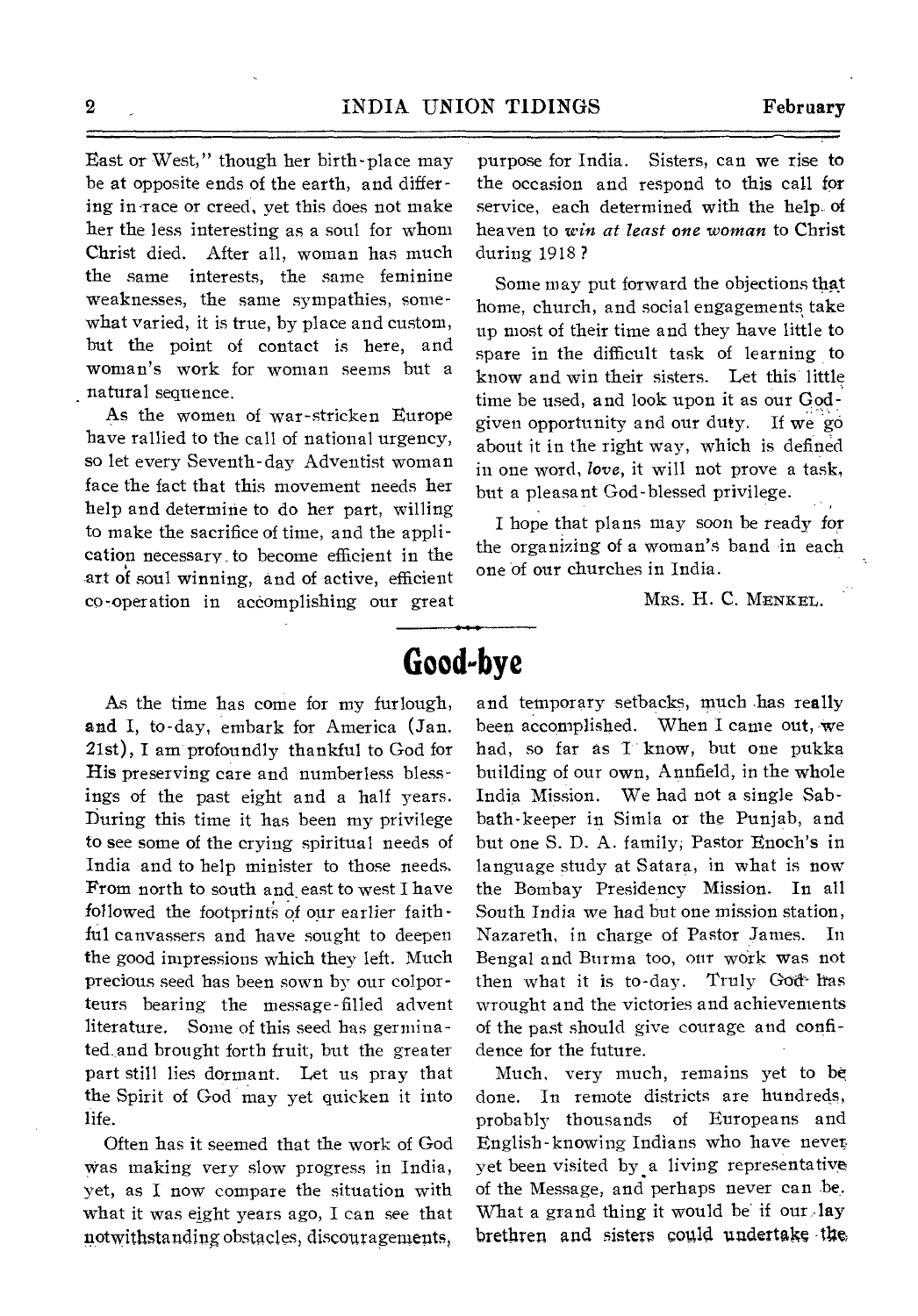East or West," though her birth-place may be at opposite ends of the earth, and differing in race or creed, yet this does not make her the less interesting as a soul for whom Christ died. After all, woman has much the same interests, the same feminine weaknesses, the same sympathies, somewhat varied, it is true, by place and custom, but the point of contact is here, and woman's work for woman seems but a natural sequence.

As the women of war-stricken Europe have rallied to the call of national urgency, so let every Seventh-day Adventist woman face the fact that this movement needs her help and determine to do her part, willing to make the sacrifice of time, and the application necessary to become efficient in the art of soul winning, and of active, efficient co-operation in accomplishing our great purpose for India. Sisters, can we rise to the occasion and respond to this call for service, each determined with the help of heaven to *win at least one woman* to Christ during 1918?

Some may put forward the objections that home, church, and social engagements take up most of their time and they have little to spare in the difficult task of learning to know and win their sisters. Let this little time be used, and look upon it as our God-given opportunity and our duty. If we go about it in the right way, which is defined in one word, *love*, it will not prove a task, but a pleasant God-blessed privilege.

I hope that plans may soon be ready for the organizing of a woman's band in each one of our churches in India.

MRS. H. C. MENKEL.

# Good-bye

As the time has come for my furlough, and I, to-day, embark for America (Jan. 21st), I am profoundly thankful to God for His preserving care and numberless blessings of the past eight and a half years. During this time it has been my privilege to see some of the crying spiritual needs of India and to help minister to those needs. From north to south and east to west I have followed the footprints of our earlier faithful canvassers and have sought to deepen the good impressions which they left. Much precious seed has been sown by our colporteurs bearing the message-filled advent literature. Some of this seed has germinated and brought forth fruit, but the greater part still lies dormant. Let us pray that the Spirit of God may yet quicken it into life.

Often has it seemed that the work of God was making very slow progress in India, yet, as I now compare the situation with what it was eight years ago, I can see that notwithstanding obstacles, discouragements, and temporary setbacks, much has really been accomplished. When I came out, we had, so far as I know, but one pukka building of our own, Annfield, in the whole India Mission. We had not a single Sabbath-keeper in Simla or the Punjab, and but one S. D. A. family, Pastor Enoch's in language study at Satara, in what is now the Bombay Presidency Mission. In all South India we had but one mission station, Nazareth, in charge of Pastor James. In Bengal and Burma too, our work was not then what it is to-day. Truly God has wrought and the victories and achievements of the past should give courage and confidence for the future.

Much, very much, remains yet to be done. In remote districts are hundreds, probably thousands of Europeans and English-knowing Indians who have never yet been visited by a living representative of the Message, and perhaps never can be. What a grand thing it would be if our lay brethren and sisters could undertake the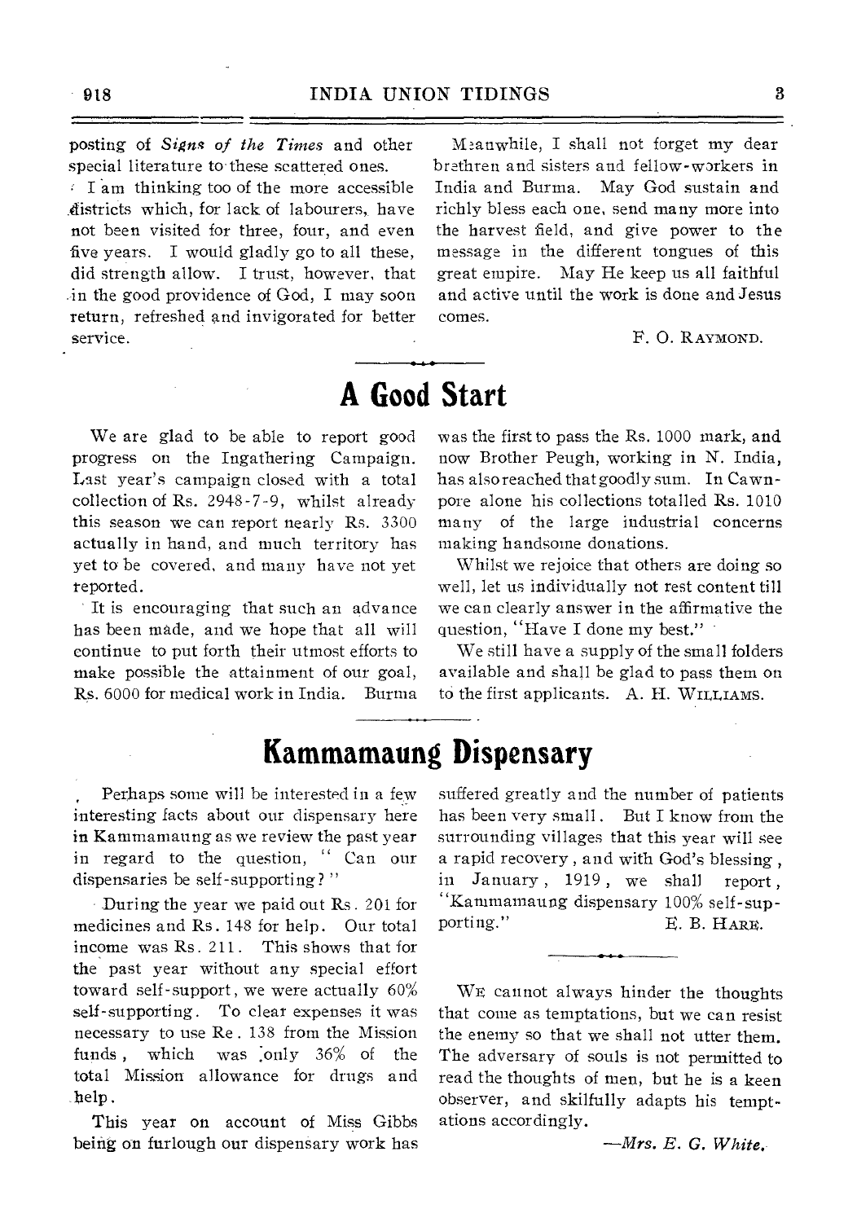posting of *Signs of the Times* and other special literature to these scattered ones.

I am thinking too of the more accessible districts which, for lack of labourers, have not been visited for three, four, and even five years. I would gladly go to all these, did strength allow. I trust, however, that in the good providence of God, I may soon return, refreshed and invigorated for better service.

Meanwhile, I shall not forget my dear brethren and sisters and fellow-workers in India and Burma. May God sustain and richly bless each one, send many more into the harvest field, and give power to the message in the different tongues of this great empire. May He keep us all faithful and active until the work is done and Jesus comes.

F. O. RAYMOND.

# A Good Start

We are glad to be able to report good progress on the Ingathering Campaign. Last year's campaign closed with a total collection of Rs. 2948-7-9, whilst already this season we can report nearly Rs. 3300 actually in hand, and much territory has yet to be covered, and many have not yet reported.

It is encouraging that such an advance has been made, and we hope that all will continue to put forth their utmost efforts to make possible the attainment of our goal, Rs. 6000 for medical work in India. Burma was the first to pass the Rs. 1000 mark, and now Brother Peugh, working in N. India, has also reached that goodly sum. In Cawnpore alone his collections totalled Rs. 1010 many of the large industrial concerns making handsome donations.

Whilst we rejoice that others are doing so well, let us individually not rest content till we can clearly answer in the affirmative the question, "Have I done my best."

We still have a supply of the small folders available and shall be glad to pass them on to the first applicants. A. H. WILLIAMS.

# Kammamaung Dispensary

Perhaps some will be interested in a few interesting facts about our dispensary here in Kammamaung as we review the past year in regard to the question, "Can our dispensaries be self-supporting?"

During the year we paid out Rs. 201 for medicines and Rs. 148 for help. Our total income was Rs. 211. This shows that for the past year without any special effort toward self-support, we were actually 60% self-supporting. To clear expenses it was necessary to use Re. 138 from the Mission funds, which was only 36% of the total Mission allowance for drugs and help.

This year on account of Miss Gibbs being on furlough our dispensary work has suffered greatly and the number of patients has been very small. But I know from the surrounding villages that this year will see a rapid recovery, and with God's blessing, in January, 1919, we shall report, "Kammamaung dispensary 100% self-supporting." E. B. HARE.

WE cannot always hinder the thoughts that come as temptations, but we can resist the enemy so that we shall not utter them. The adversary of souls is not permitted to read the thoughts of men, but he is a keen observer, and skilfully adapts his temptations accordingly.

*—Mrs. E. G. White.*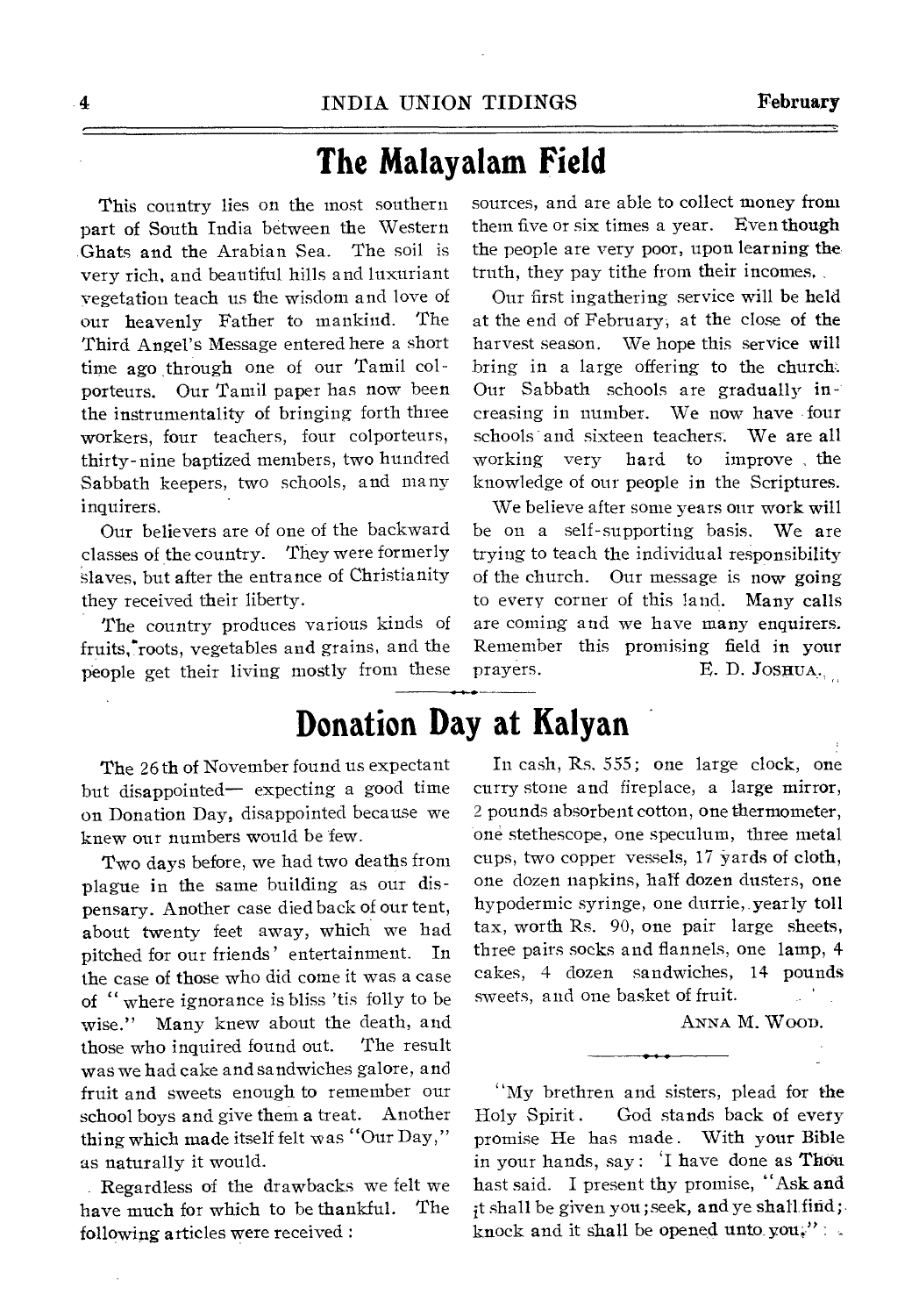# The Malayalam Field

This country lies on the most southern part of South India between the Western Ghats and the Arabian Sea. The soil is very rich, and beautiful hills and luxuriant vegetation teach us the wisdom and love of our heavenly Father to mankind. The Third Angel's Message entered here a short time ago through one of our Tamil colporteurs. Our Tamil paper has now been the instrumentality of bringing forth three workers, four teachers, four colporteurs, thirty-nine baptized members, two hundred Sabbath keepers, two schools, and many inquirers.

Our believers are of one of the backward classes of the country. They were formerly slaves, but after the entrance of Christianity they received their liberty.

The country produces various kinds of fruits, roots, vegetables and grains, and the people get their living mostly from these sources, and are able to collect money from them five or six times a year. Even though the people are very poor, upon learning the truth, they pay tithe from their incomes.

Our first ingathering service will be held at the end of February, at the close of the harvest season. We hope this service will bring in a large offering to the church. Our Sabbath schools are gradually increasing in number. We now have four schools and sixteen teachers. We are all working very hard to improve the knowledge of our people in the Scriptures.

We believe after some years our work will be on a self-supporting basis. We are trying to teach the individual responsibility of the church. Our message is now going to every corner of this land. Many calls are coming and we have many enquirers. Remember this promising field in your prayers.

E. D. JOSHUA.

# Donation Day at Kalyan

The 26th of November found us expectant but disappointed— expecting a good time on Donation Day, disappointed because we knew our numbers would be few.

Two days before, we had two deaths from plague in the same building as our dispensary. Another case died back of our tent, about twenty feet away, which we had pitched for our friends' entertainment. In the case of those who did come it was a case of "where ignorance is bliss 'tis folly to be wise." Many knew about the death, and those who inquired found out. The result was we had cake and sandwiches galore, and fruit and sweets enough to remember our school boys and give them a treat. Another thing which made itself felt was "Our Day," as naturally it would.

Regardless of the drawbacks we felt we have much for which to be thankful. The following articles were received:

In cash, Rs. 555; one large clock, one curry stone and fireplace, a large mirror, 2 pounds absorbent cotton, one thermometer, one stethescope, one speculum, three metal cups, two copper vessels, 17 yards of cloth, one dozen napkins, half dozen dusters, one hypodermic syringe, one durrie, yearly toll tax, worth Rs. 90, one pair large sheets, three pairs socks and flannels, one lamp, 4 cakes, 4 dozen sandwiches, 14 pounds sweets, and one basket of fruit.

ANNA M. WOOD.

"My brethren and sisters, plead for the Holy Spirit. God stands back of every promise He has made. With your Bible in your hands, say: 'I have done as Thou hast said. I present thy promise, "Ask and it shall be given you; seek, and ye shall find; knock and it shall be opened unto you,"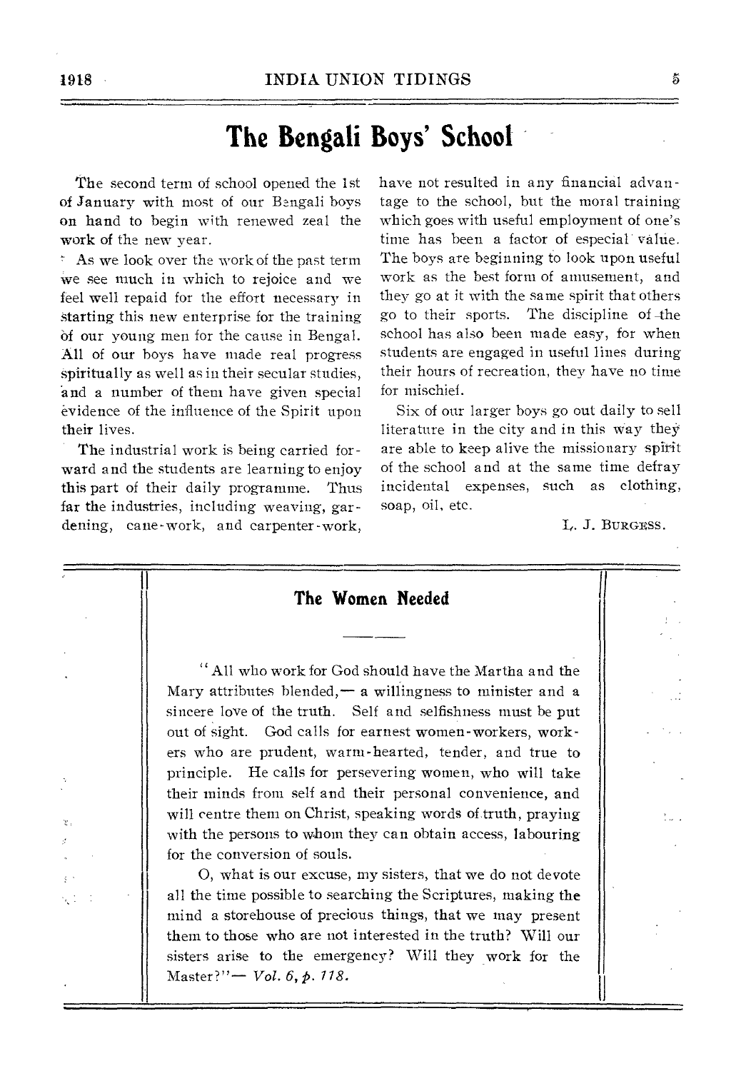# The Bengali Boys' School

The second term of school opened the 1st of January with most of our Bengali boys on hand to begin with renewed zeal the work of the new year.

As we look over the work of the past term we see much in which to rejoice and we feel well repaid for the effort necessary in starting this new enterprise for the training of our young men for the cause in Bengal. All of our boys have made real progress spiritually as well as in their secular studies, and a number of them have given special evidence of the influence of the Spirit upon their lives.

The industrial work is being carried forward and the students are learning to enjoy this part of their daily programme. Thus far the industries, including weaving, gardening, cane-work, and carpenter-work, have not resulted in any financial advantage to the school, but the moral training which goes with useful employment of one's time has been a factor of especial value. The boys are beginning to look upon useful work as the best form of amusement, and they go at it with the same spirit that others go to their sports. The discipline of the school has also been made easy, for when students are engaged in useful lines during their hours of recreation, they have no time for mischief.

Six of our larger boys go out daily to sell literature in the city and in this way they are able to keep alive the missionary spirit of the school and at the same time defray incidental expenses, such as clothing, soap, oil, etc.

L. J. BURGESS.

## The Women Needed

"All who work for God should have the Martha and the Mary attributes blended,— a willingness to minister and a sincere love of the truth. Self and selfishness must be put out of sight. God calls for earnest women-workers, workers who are prudent, warm-hearted, tender, and true to principle. He calls for persevering women, who will take their minds from self and their personal convenience, and will centre them on Christ, speaking words of truth, praying with the persons to whom they can obtain access, labouring for the conversion of souls.

O, what is our excuse, my sisters, that we do not devote all the time possible to searching the Scriptures, making the mind a storehouse of precious things, that we may present them to those who are not interested in the truth? Will our sisters arise to the emergency? Will they work for the Master?"— *Vol. 6, p. 118.*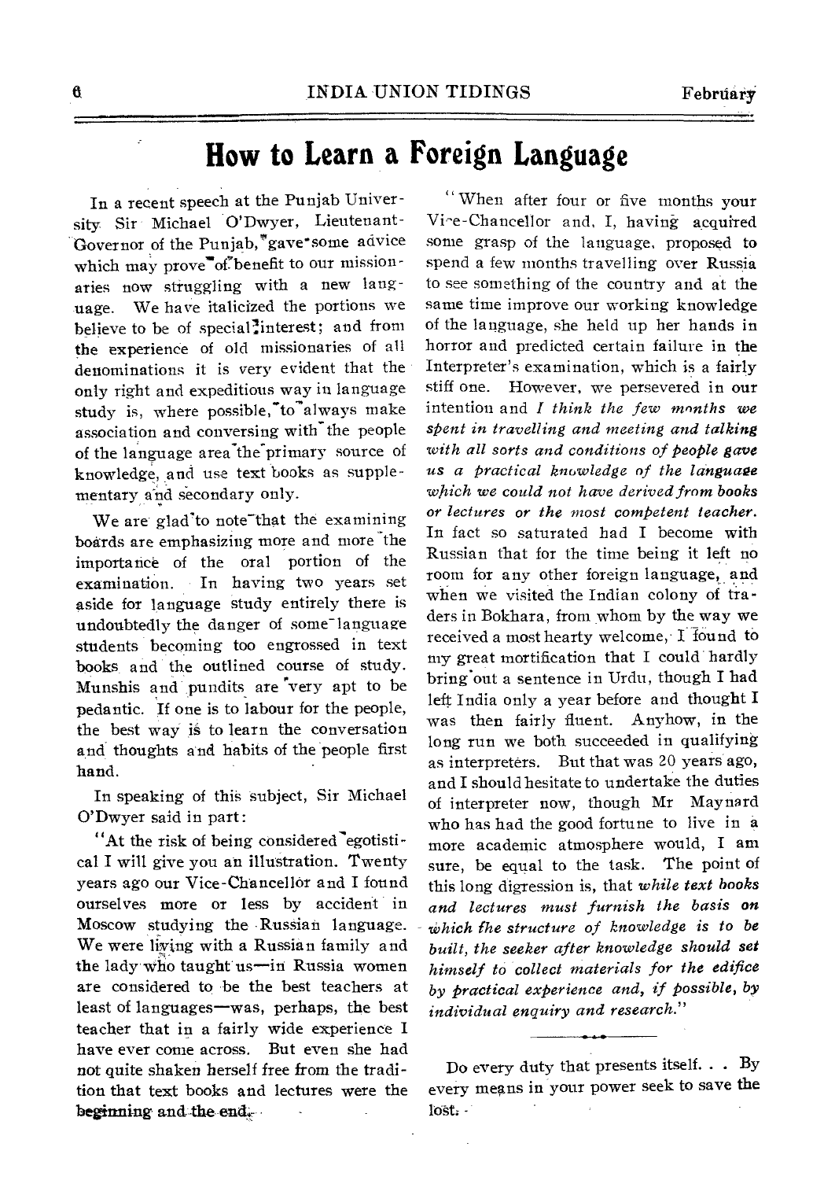## How to Learn a Foreign Language

In a recent speech at the Punjab University Sir Michael O'Dwyer, Lieutenant-Governor of the Punjab, gave some advice which may prove of benefit to our missionaries now struggling with a new language. We have italicized the portions we believe to be of special interest; and from the experience of old missionaries of all denominations it is very evident that the only right and expeditious way in language study is, where possible, to always make association and conversing with the people of the language area the primary source of knowledge, and use text books as supplementary and secondary only.

We are glad to note that the examining boards are emphasizing more and more the importance of the oral portion of the examination. In having two years set aside for language study entirely there is undoubtedly the danger of some language students becoming too engrossed in text books and the outlined course of study. Munshis and pundits are very apt to be pedantic. If one is to labour for the people, the best way is to learn the conversation and thoughts and habits of the people first hand.

In speaking of this subject, Sir Michael O'Dwyer said in part:

"At the risk of being considered egotistical I will give you an illustration. Twenty years ago our Vice-Chancellor and I found ourselves more or less by accident in Moscow studying the Russian language. We were living with a Russian family and the lady who taught us—in Russia women are considered to be the best teachers at least of languages—was, perhaps, the best teacher that in a fairly wide experience I have ever come across. But even she had not quite shaken herself free from the tradition that text books and lectures were the beginning and the end.

"When after four or five months your Vice-Chancellor and, I, having acquired some grasp of the language, proposed to spend a few months travelling over Russia to see something of the country and at the same time improve our working knowledge of the language, she held up her hands in horror and predicted certain failure in the Interpreter's examination, which is a fairly stiff one. However, we persevered in our intention and *I think the few months we spent in travelling and meeting and talking with all sorts and conditions of people gave us a practical knowledge of the language which we could not have derived from books or lectures or the most competent teacher.* In fact so saturated had I become with Russian that for the time being it left no room for any other foreign language, and when we visited the Indian colony of traders in Bokhara, from whom by the way we received a most hearty welcome, I found to my great mortification that I could hardly bring out a sentence in Urdu, though I had left India only a year before and thought I was then fairly fluent. Anyhow, in the long run we both succeeded in qualifying as interpreters. But that was 20 years ago, and I should hesitate to undertake the duties of interpreter now, though Mr Maynard who has had the good fortune to live in a more academic atmosphere would, I am sure, be equal to the task. The point of this long digression is, that *while text books and lectures must furnish the basis on which the structure of knowledge is to be built, the seeker after knowledge should set himself to collect materials for the edifice by practical experience and, if possible, by individual enquiry and research.*"

---

Do every duty that presents itself. . . By every means in your power seek to save the lost.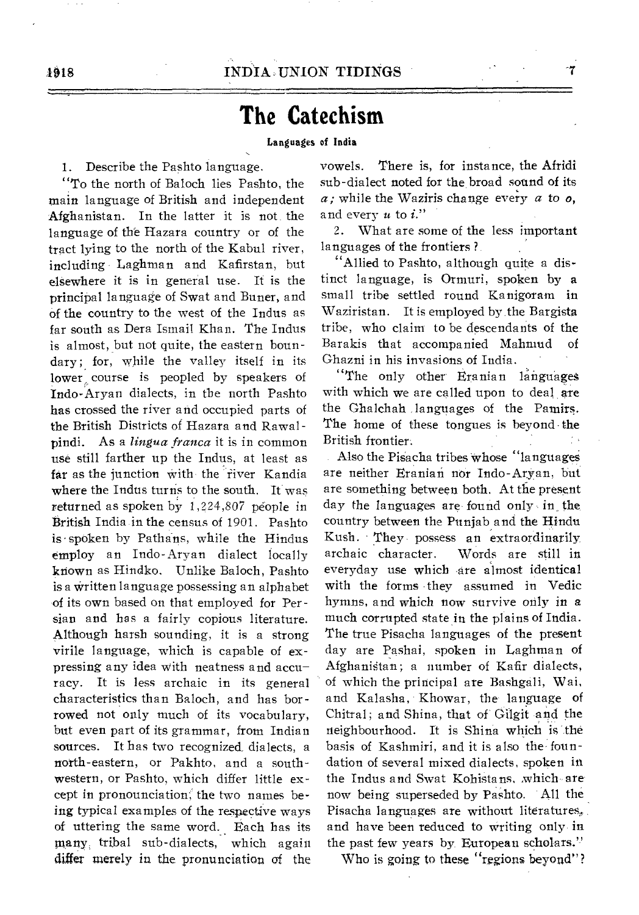# The Catechism

**Languages of India**

1. Describe the Pashto language.

"To the north of Baloch lies Pashto, the main language of British and independent Afghanistan. In the latter it is not the language of the Hazara country or of the tract lying to the north of the Kabul river, including Laghman and Kafirstan, but elsewhere it is in general use. It is the principal language of Swat and Buner, and of the country to the west of the Indus as far south as Dera Ismail Khan. The Indus is almost, but not quite, the eastern boundary; for, while the valley itself in its lower course is peopled by speakers of Indo-Aryan dialects, in the north Pashto has crossed the river and occupied parts of the British Districts of Hazara and Rawalpindi. As a *lingua franca* it is in common use still farther up the Indus, at least as far as the junction with the river Kandia where the Indus turns to the south. It was returned as spoken by 1,224,807 people in British India in the census of 1901. Pashto is spoken by Pathans, while the Hindus employ an Indo-Aryan dialect locally known as Hindko. Unlike Baloch, Pashto is a written language possessing an alphabet of its own based on that employed for Persian and has a fairly copious literature. Although harsh sounding, it is a strong virile language, which is capable of expressing any idea with neatness and accuracy. It is less archaic in its general characteristics than Baloch, and has borrowed not only much of its vocabulary, but even part of its grammar, from Indian sources. It has two recognized dialects, a north-eastern, or Pakhto, and a south-western, or Pashto, which differ little except in pronounciation; the two names being typical examples of the respective ways of uttering the same word. Each has its many tribal sub-dialects, which again differ merely in the pronunciation of the vowels. There is, for instance, the Afridi sub-dialect noted for the broad sound of its *a;* while the Waziris change every *a* to *o*, and every *u* to *i*."

2. What are some of the less important languages of the frontiers?

"Allied to Pashto, although quite a distinct language, is Ormuri, spoken by a small tribe settled round Kanigoram in Waziristan. It is employed by the Bargista tribe, who claim to be descendants of the Barakis that accompanied Mahmud of Ghazni in his invasions of India.

"The only other Eranian languages with which we are called upon to deal are the Ghalchah languages of the Pamirs. The home of these tongues is beyond the British frontier.

Also the Pisacha tribes whose "languages are neither Eranian nor Indo-Aryan, but are something between both. At the present day the languages are found only in the country between the Punjab and the Hindu Kush. They possess an extraordinarily archaic character. Words are still in everyday use which are almost identical with the forms they assumed in Vedic hymns, and which now survive only in a much corrupted state in the plains of India. The true Pisacha languages of the present day are Pashai, spoken in Laghman of Afghanistan; a number of Kafir dialects, of which the principal are Bashgali, Wai, and Kalasha, Khowar, the language of Chitral; and Shina, that of Gilgit and the neighbourhood. It is Shina which is the basis of Kashmiri, and it is also the foundation of several mixed dialects, spoken in the Indus and Swat Kohistans, which are now being superseded by Pashto. All the Pisacha languages are without literatures, and have been reduced to writing only in the past few years by European scholars."

Who is going to these "regions beyond"?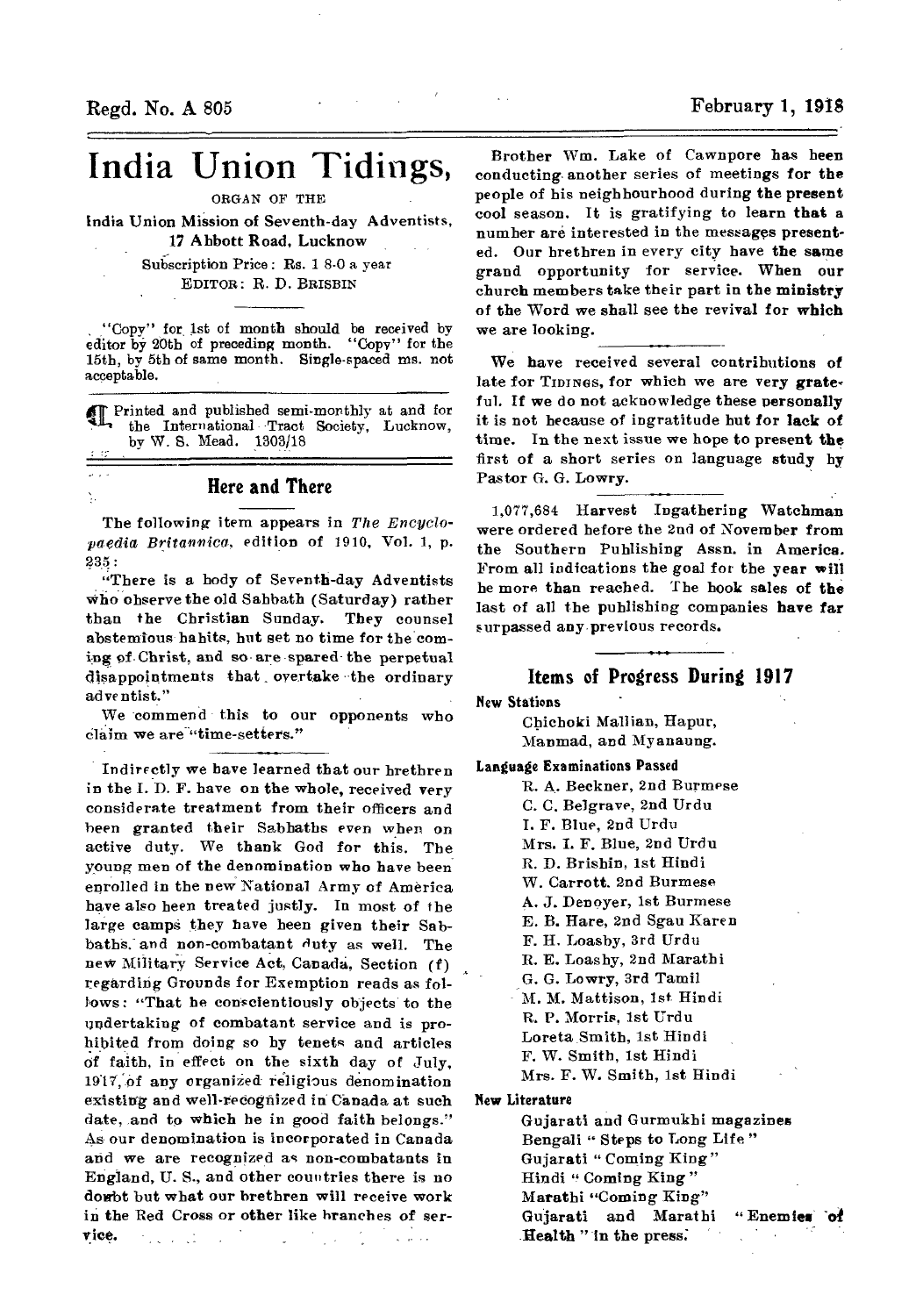Regd. No. A 805

February 1, 1918

# India Union Tidings,

ORGAN OF THE

India Union Mission of Seventh-day Adventists, 17 Abbott Road, Lucknow

Subscription Price: Rs. 1 8-0 a year

EDITOR: R. D. BRISBIN

"Copy" for 1st of month should be received by editor by 20th of preceding month. "Copy" for the 15th, by 5th of same month. Single-spaced ms. not acceptable.

Printed and published semi-monthly at and for the International Tract Society, Lucknow, by W. S. Mead. 1303/18

## Here and There

The following item appears in *The Encyclopaedia Britannica*, edition of 1910, Vol. 1, p. 235:

"There is a body of Seventh-day Adventists who observe the old Sabbath (Saturday) rather than the Christian Sunday. They counsel abstemious habits, but set no time for the coming of Christ, and so are spared the perpetual disappointments that overtake the ordinary adventist."

We commend this to our opponents who claim we are "time-setters."

Indirectly we have learned that our brethren in the I. D. F. have on the whole, received very considerate treatment from their officers and been granted their Sabbaths even when on active duty. We thank God for this. The young men of the denomination who have been enrolled in the new National Army of America have also been treated justly. In most of the large camps they have been given their Sabbaths, and non-combatant duty as well. The new Military Service Act, Canada, Section (f) regarding Grounds for Exemption reads as follows: "That he conscientiously objects to the undertaking of combatant service and is prohibited from doing so by tenets and articles of faith, in effect on the sixth day of July, 1917, of any organized religious denomination existing and well-recognized in Canada at such date, and to which he in good faith belongs." As our denomination is incorporated in Canada and we are recognized as non-combatants in England, U. S., and other countries there is no doubt but what our brethren will receive work in the Red Cross or other like branches of service.

Brother Wm. Lake of Cawnpore has been conducting another series of meetings for the people of his neighbourhood during the present cool season. It is gratifying to learn that a number are interested in the messages presented. Our brethren in every city have the same grand opportunity for service. When our church members take their part in the ministry of the Word we shall see the revival for which we are looking.

We have received several contributions of late for TIDINGS, for which we are very grateful. If we do not acknowledge these personally it is not because of ingratitude but for lack of time. In the next issue we hope to present the first of a short series on language study by Pastor G. G. Lowry.

1,077,684 Harvest Ingathering Watchman were ordered before the 2nd of November from the Southern Publishing Assn. in America. From all indications the goal for the year will be more than reached. The book sales of the last of all the publishing companies have far surpassed any previous records.

## Items of Progress During 1917

**New Stations**

Chichoki Mallian, Hapur, Manmad, and Myanaung.

**Language Examinations Passed**

R. A. Beckner, 2nd Burmese
C. C. Belgrave, 2nd Urdu
I. F. Blue, 2nd Urdu
Mrs. I. F. Blue, 2nd Urdu
R. D. Brisbin, 1st Hindi
W. Carrott, 2nd Burmese
A. J. Denoyer, 1st Burmese
E. B. Hare, 2nd Sgau Karen
F. H. Loasby, 3rd Urdu
R. E. Loasby, 2nd Marathi
G. G. Lowry, 3rd Tamil
M. M. Mattison, 1st Hindi
R. P. Morris, 1st Urdu
Loreta Smith, 1st Hindi
F. W. Smith, 1st Hindi
Mrs. F. W. Smith, 1st Hindi

**New Literature**

Gujarati and Gurmukhi magazines
Bengali "Steps to Long Life"
Gujarati "Coming King"
Hindi "Coming King"
Marathi "Coming King"
Gujarati and Marathi "Enemies of Health" in the press.